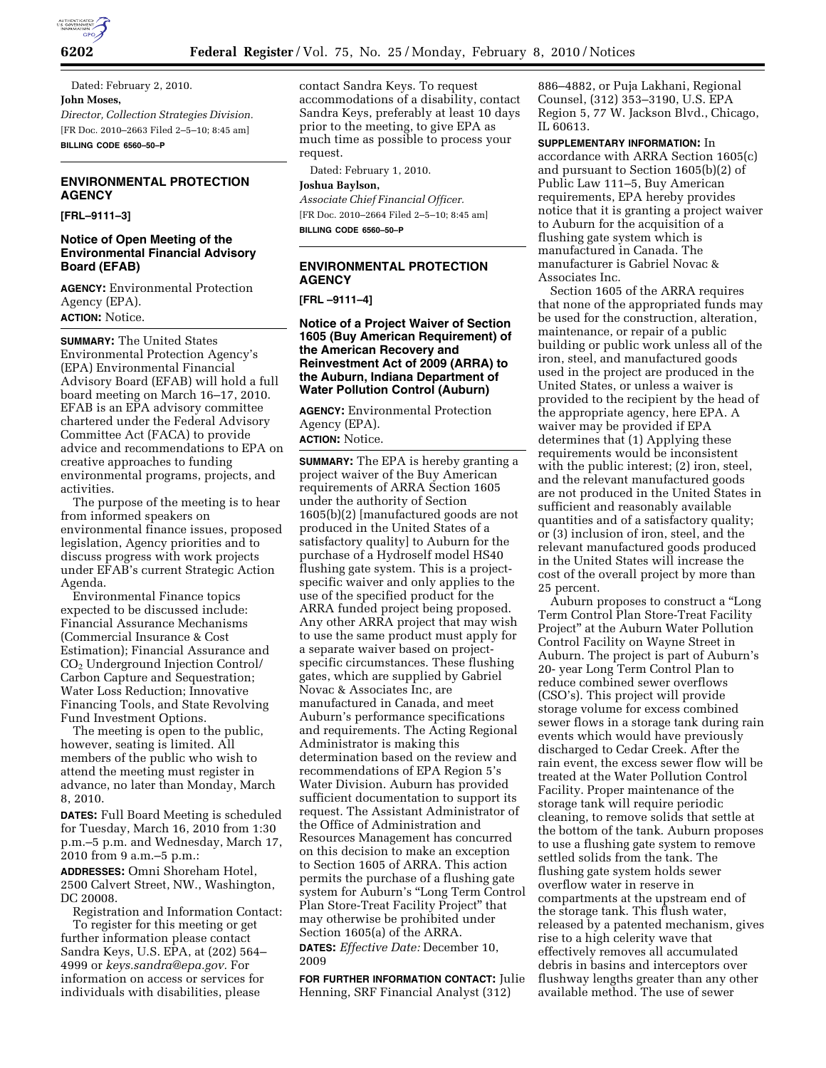Dated: February 2, 2010.

**John Moses,**

*Director, Collection Strategies Division.*

[FR Doc. 2010–2663 Filed 2–5–10; 8:45 am]

**BILLING CODE 6560–50–P**

## ENVIRONMENTAL PROTECTION AGENCY

**[FRL–9111–3]**

### Notice of Open Meeting of the Environmental Financial Advisory Board (EFAB)

**AGENCY:** Environmental Protection Agency (EPA).

**ACTION:** Notice.

**SUMMARY:** The United States Environmental Protection Agency's (EPA) Environmental Financial Advisory Board (EFAB) will hold a full board meeting on March 16–17, 2010. EFAB is an EPA advisory committee chartered under the Federal Advisory Committee Act (FACA) to provide advice and recommendations to EPA on creative approaches to funding environmental programs, projects, and activities.

The purpose of the meeting is to hear from informed speakers on environmental finance issues, proposed legislation, Agency priorities and to discuss progress with work projects under EFAB's current Strategic Action Agenda.

Environmental Finance topics expected to be discussed include: Financial Assurance Mechanisms (Commercial Insurance & Cost Estimation); Financial Assurance and $CO_2$ Underground Injection Control/Carbon Capture and Sequestration; Water Loss Reduction; Innovative Financing Tools, and State Revolving Fund Investment Options.

The meeting is open to the public, however, seating is limited. All members of the public who wish to attend the meeting must register in advance, no later than Monday, March 8, 2010.

**DATES:** Full Board Meeting is scheduled for Tuesday, March 16, 2010 from 1:30 p.m.–5 p.m. and Wednesday, March 17, 2010 from 9 a.m.–5 p.m.:

**ADDRESSES:** Omni Shoreham Hotel, 2500 Calvert Street, NW., Washington, DC 20008.

Registration and Information Contact: To register for this meeting or get further information please contact Sandra Keys, U.S. EPA, at (202) 564–4999 or *keys.sandra@epa.gov.* For information on access or services for individuals with disabilities, please contact Sandra Keys. To request accommodations of a disability, contact Sandra Keys, preferably at least 10 days prior to the meeting, to give EPA as much time as possible to process your request.

Dated: February 1, 2010.

**Joshua Baylson,**

*Associate Chief Financial Officer.*

[FR Doc. 2010–2664 Filed 2–5–10; 8:45 am]

**BILLING CODE 6560–50–P**

## ENVIRONMENTAL PROTECTION AGENCY

**[FRL –9111–4]**

### Notice of a Project Waiver of Section 1605 (Buy American Requirement) of the American Recovery and Reinvestment Act of 2009 (ARRA) to the Auburn, Indiana Department of Water Pollution Control (Auburn)

**AGENCY:** Environmental Protection Agency (EPA).

**ACTION:** Notice.

**SUMMARY:** The EPA is hereby granting a project waiver of the Buy American requirements of ARRA Section 1605 under the authority of Section 1605(b)(2) [manufactured goods are not produced in the United States of a satisfactory quality] to Auburn for the purchase of a Hydroself model HS40 flushing gate system. This is a project-specific waiver and only applies to the use of the specified product for the ARRA funded project being proposed. Any other ARRA project that may wish to use the same product must apply for a separate waiver based on project-specific circumstances. These flushing gates, which are supplied by Gabriel Novac & Associates Inc, are manufactured in Canada, and meet Auburn's performance specifications and requirements. The Acting Regional Administrator is making this determination based on the review and recommendations of EPA Region 5's Water Division. Auburn has provided sufficient documentation to support its request. The Assistant Administrator of the Office of Administration and Resources Management has concurred on this decision to make an exception to Section 1605 of ARRA. This action permits the purchase of a flushing gate system for Auburn's "Long Term Control Plan Store-Treat Facility Project" that may otherwise be prohibited under Section 1605(a) of the ARRA.

**DATES:** *Effective Date:* December 10, 2009

**FOR FURTHER INFORMATION CONTACT:** Julie Henning, SRF Financial Analyst (312) 886–4882, or Puja Lakhani, Regional Counsel, (312) 353–3190, U.S. EPA Region 5, 77 W. Jackson Blvd., Chicago, IL 60613.

**SUPPLEMENTARY INFORMATION:** In accordance with ARRA Section 1605(c) and pursuant to Section 1605(b)(2) of Public Law 111–5, Buy American requirements, EPA hereby provides notice that it is granting a project waiver to Auburn for the acquisition of a flushing gate system which is manufactured in Canada. The manufacturer is Gabriel Novac & Associates Inc.

Section 1605 of the ARRA requires that none of the appropriated funds may be used for the construction, alteration, maintenance, or repair of a public building or public work unless all of the iron, steel, and manufactured goods used in the project are produced in the United States, or unless a waiver is provided to the recipient by the head of the appropriate agency, here EPA. A waiver may be provided if EPA determines that (1) Applying these requirements would be inconsistent with the public interest; (2) iron, steel, and the relevant manufactured goods are not produced in the United States in sufficient and reasonably available quantities and of a satisfactory quality; or (3) inclusion of iron, steel, and the relevant manufactured goods produced in the United States will increase the cost of the overall project by more than 25 percent.

Auburn proposes to construct a "Long Term Control Plan Store-Treat Facility Project" at the Auburn Water Pollution Control Facility on Wayne Street in Auburn. The project is part of Auburn's 20- year Long Term Control Plan to reduce combined sewer overflows (CSO's). This project will provide storage volume for excess combined sewer flows in a storage tank during rain events which would have previously discharged to Cedar Creek. After the rain event, the excess sewer flow will be treated at the Water Pollution Control Facility. Proper maintenance of the storage tank will require periodic cleaning, to remove solids that settle at the bottom of the tank. Auburn proposes to use a flushing gate system to remove settled solids from the tank. The flushing gate system holds sewer overflow water in reserve in compartments at the upstream end of the storage tank. This flush water, released by a patented mechanism, gives rise to a high celerity wave that effectively removes all accumulated debris in basins and interceptors over flushway lengths greater than any other available method. The use of sewer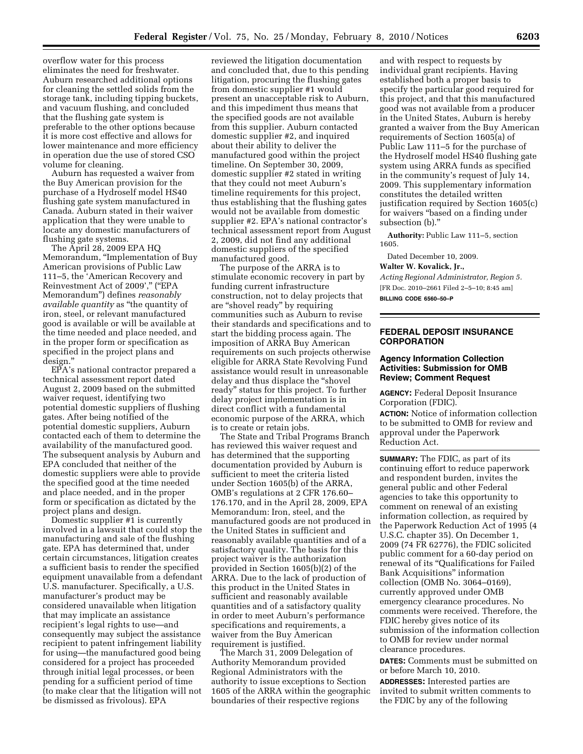overflow water for this process eliminates the need for freshwater. Auburn researched additional options for cleaning the settled solids from the storage tank, including tipping buckets, and vacuum flushing, and concluded that the flushing gate system is preferable to the other options because it is more cost effective and allows for lower maintenance and more efficiency in operation due the use of stored CSO volume for cleaning.

Auburn has requested a waiver from the Buy American provision for the purchase of a Hydroself model HS40 flushing gate system manufactured in Canada. Auburn stated in their waiver application that they were unable to locate any domestic manufacturers of flushing gate systems.

The April 28, 2009 EPA HQ Memorandum, "Implementation of Buy American provisions of Public Law 111–5, the 'American Recovery and Reinvestment Act of 2009'," ("EPA Memorandum") defines *reasonably available quantity* as "the quantity of iron, steel, or relevant manufactured good is available or will be available at the time needed and place needed, and in the proper form or specification as specified in the project plans and design."

EPA's national contractor prepared a technical assessment report dated August 2, 2009 based on the submitted waiver request, identifying two potential domestic suppliers of flushing gates. After being notified of the potential domestic suppliers, Auburn contacted each of them to determine the availability of the manufactured good. The subsequent analysis by Auburn and EPA concluded that neither of the domestic suppliers were able to provide the specified good at the time needed and place needed, and in the proper form or specification as dictated by the project plans and design.

Domestic supplier #1 is currently involved in a lawsuit that could stop the manufacturing and sale of the flushing gate. EPA has determined that, under certain circumstances, litigation creates a sufficient basis to render the specified equipment unavailable from a defendant U.S. manufacturer. Specifically, a U.S. manufacturer's product may be considered unavailable when litigation that may implicate an assistance recipient's legal rights to use—and consequently may subject the assistance recipient to patent infringement liability for using—the manufactured good being considered for a project has proceeded through initial legal processes, or been pending for a sufficient period of time (to make clear that the litigation will not be dismissed as frivolous). EPA reviewed the litigation documentation and concluded that, due to this pending litigation, procuring the flushing gates from domestic supplier #1 would present an unacceptable risk to Auburn, and this impediment thus means that the specified goods are not available from this supplier. Auburn contacted domestic supplier #2, and inquired about their ability to deliver the manufactured good within the project timeline. On September 30, 2009, domestic supplier #2 stated in writing that they could not meet Auburn's timeline requirements for this project, thus establishing that the flushing gates would not be available from domestic supplier #2. EPA's national contractor's technical assessment report from August 2, 2009, did not find any additional domestic suppliers of the specified manufactured good.

The purpose of the ARRA is to stimulate economic recovery in part by funding current infrastructure construction, not to delay projects that are "shovel ready" by requiring communities such as Auburn to revise their standards and specifications and to start the bidding process again. The imposition of ARRA Buy American requirements on such projects otherwise eligible for ARRA State Revolving Fund assistance would result in unreasonable delay and thus displace the "shovel ready" status for this project. To further delay project implementation is in direct conflict with a fundamental economic purpose of the ARRA, which is to create or retain jobs.

The State and Tribal Programs Branch has reviewed this waiver request and has determined that the supporting documentation provided by Auburn is sufficient to meet the criteria listed under Section 1605(b) of the ARRA, OMB's regulations at 2 CFR 176.60–176.170, and in the April 28, 2009, EPA Memorandum: Iron, steel, and the manufactured goods are not produced in the United States in sufficient and reasonably available quantities and of a satisfactory quality. The basis for this project waiver is the authorization provided in Section 1605(b)(2) of the ARRA. Due to the lack of production of this product in the United States in sufficient and reasonably available quantities and of a satisfactory quality in order to meet Auburn's performance specifications and requirements, a waiver from the Buy American requirement is justified.

The March 31, 2009 Delegation of Authority Memorandum provided Regional Administrators with the authority to issue exceptions to Section 1605 of the ARRA within the geographic boundaries of their respective regions and with respect to requests by individual grant recipients. Having established both a proper basis to specify the particular good required for this project, and that this manufactured good was not available from a producer in the United States, Auburn is hereby granted a waiver from the Buy American requirements of Section 1605(a) of Public Law 111–5 for the purchase of the Hydroself model HS40 flushing gate system using ARRA funds as specified in the community's request of July 14, 2009. This supplementary information constitutes the detailed written justification required by Section 1605(c) for waivers "based on a finding under subsection (b)."

**Authority:** Public Law 111–5, section 1605.

Dated December 10, 2009.

**Walter W. Kovalick, Jr.,**

*Acting Regional Administrator, Region 5.*

[FR Doc. 2010–2661 Filed 2–5–10; 8:45 am]

**BILLING CODE 6560–50–P**

---

## FEDERAL DEPOSIT INSURANCE CORPORATION

### Agency Information Collection Activities: Submission for OMB Review; Comment Request

**AGENCY:** Federal Deposit Insurance Corporation (FDIC).

**ACTION:** Notice of information collection to be submitted to OMB for review and approval under the Paperwork Reduction Act.

**SUMMARY:** The FDIC, as part of its continuing effort to reduce paperwork and respondent burden, invites the general public and other Federal agencies to take this opportunity to comment on renewal of an existing information collection, as required by the Paperwork Reduction Act of 1995 (4 U.S.C. chapter 35). On December 1, 2009 (74 FR 62776), the FDIC solicited public comment for a 60-day period on renewal of its "Qualifications for Failed Bank Acquisitions" information collection (OMB No. 3064–0169), currently approved under OMB emergency clearance procedures. No comments were received. Therefore, the FDIC hereby gives notice of its submission of the information collection to OMB for review under normal clearance procedures.

**DATES:** Comments must be submitted on or before March 10, 2010.

**ADDRESSES:** Interested parties are invited to submit written comments to the FDIC by any of the following